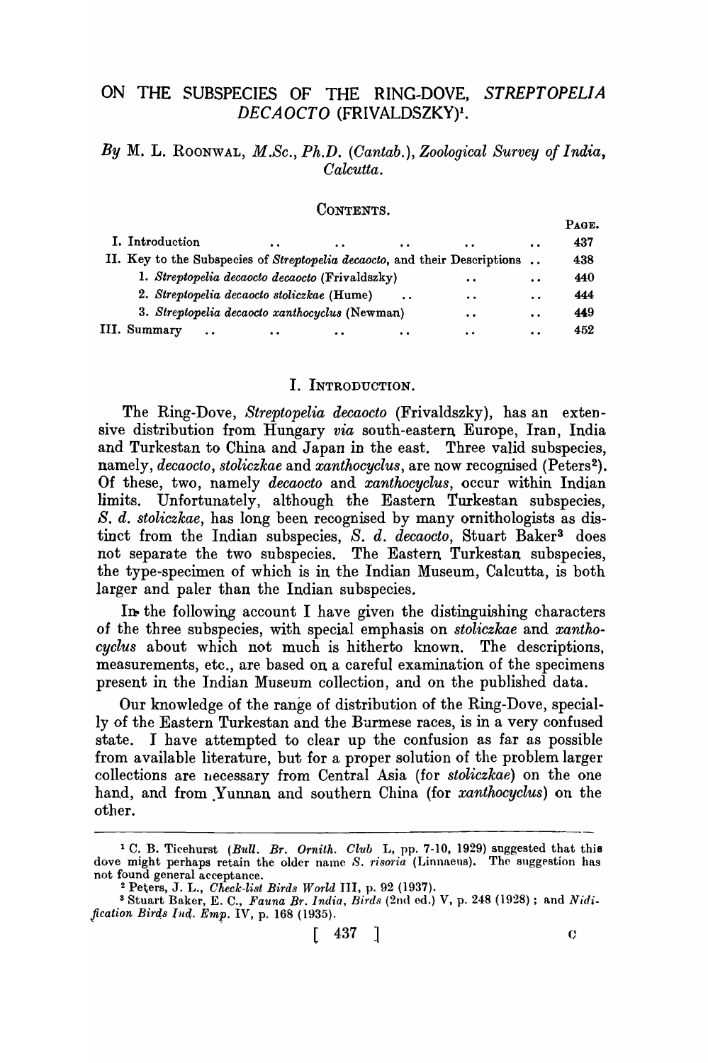# ON THE SUBSPECIES OF THE RING-DOVE, *STREPTOPELIA DECAOCTO* (FRIVALDSZKY)[1].

*By* M. L. ROONWAL, *M.Sc., Ph.D.* (*Cantab.*), *Zoological Survey of India, Calcutta.*

## CONTENTS.

| | PAGE. |
|---|---|
| I. Introduction | 437 |
| II. Key to the Subspecies of *Streptopelia decaocto*, and their Descriptions | 438 |
| 1. *Streptopelia decaocto decaocto* (Frivaldszky) | 440 |
| 2. *Streptopelia decaocto stoliczkae* (Hume) | 444 |
| 3. *Streptopelia decaocto xanthocyclus* (Newman) | 449 |
| III. Summary | 452 |

## I. INTRODUCTION.

The Ring-Dove, *Streptopelia decaocto* (Frivaldszky), has an extensive distribution from Hungary *via* south-eastern Europe, Iran, India and Turkestan to China and Japan in the east. Three valid subspecies, namely, *decaocto*, *stoliczkae* and *xanthocyclus*, are now recognised (Peters[2]). Of these, two, namely *decaocto* and *xanthocyclus*, occur within Indian limits. Unfortunately, although the Eastern Turkestan subspecies, *S. d. stoliczkae*, has long been recognised by many ornithologists as distinct from the Indian subspecies, *S. d. decaocto*, Stuart Baker[3] does not separate the two subspecies. The Eastern Turkestan subspecies, the type-specimen of which is in the Indian Museum, Calcutta, is both larger and paler than the Indian subspecies.

In the following account I have given the distinguishing characters of the three subspecies, with special emphasis on *stoliczkae* and *xanthocyclus* about which not much is hitherto known. The descriptions, measurements, etc., are based on a careful examination of the specimens present in the Indian Museum collection, and on the published data.

Our knowledge of the range of distribution of the Ring-Dove, specially of the Eastern Turkestan and the Burmese races, is in a very confused state. I have attempted to clear up the confusion as far as possible from available literature, but for a proper solution of the problem larger collections are necessary from Central Asia (for *stoliczkae*) on the one hand, and from Yunnan and southern China (for *xanthocyclus*) on the other.

---

[1] C. B. Ticehurst (*Bull. Br. Ornith. Club* L, pp. 7-10, 1929) suggested that this dove might perhaps retain the older name *S. risoria* (Linnaeus). The suggestion has not found general acceptance.

[2] Peters, J. L., *Check-list Birds World* III, p. 92 (1937).

[3] Stuart Baker, E. C., *Fauna Br. India, Birds* (2nd ed.) V, p. 248 (1928); and *Nidification Birds Ind. Emp.* IV, p. 168 (1935).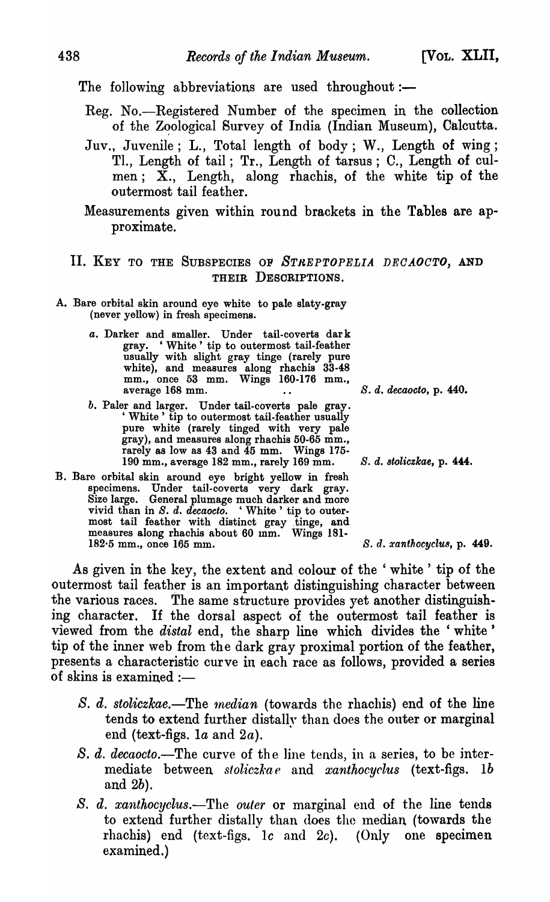The following abbreviations are used throughout :—

Reg. No.—Registered Number of the specimen in the collection of the Zoological Survey of India (Indian Museum), Calcutta.

Juv., Juvenile ; L., Total length of body ; W., Length of wing ; Tl., Length of tail ; Tr., Length of tarsus ; C., Length of culmen ; X., Length, along rhachis, of the white tip of the outermost tail feather.

Measurements given within round brackets in the Tables are approximate.

## II. Key to the Subspecies of *Streptopelia decaocto*, and their Descriptions.

A. Bare orbital skin around eye white to pale slaty-gray (never yellow) in fresh specimens.

- a. Darker and smaller. Under tail-coverts dark gray. 'White' tip to outermost tail-feather usually with slight gray tinge (rarely pure white), and measures along rhachis 33-48 mm., once 53 mm. Wings 160-176 mm., average 168 mm. .. *S. d. decaocto*, p. 440.
- b. Paler and larger. Under tail-coverts pale gray. 'White' tip to outermost tail-feather usually pure white (rarely tinged with very pale gray), and measures along rhachis 50-65 mm., rarely as low as 43 and 45 mm. Wings 175-190 mm., average 182 mm., rarely 169 mm. *S. d. stoliczkae*, p. 444.

B. Bare orbital skin around eye bright yellow in fresh specimens. Under tail-coverts very dark gray. Size large. General plumage much darker and more vivid than in *S. d. decaocto*. 'White' tip to outermost tail feather with distinct gray tinge, and measures along rhachis about 60 mm. Wings 181-182·5 mm., once 165 mm. *S. d. xanthocyclus*, p. 449.

As given in the key, the extent and colour of the 'white' tip of the outermost tail feather is an important distinguishing character between the various races. The same structure provides yet another distinguishing character. If the dorsal aspect of the outermost tail feather is viewed from the *distal* end, the sharp line which divides the 'white' tip of the inner web from the dark gray proximal portion of the feather, presents a characteristic curve in each race as follows, provided a series of skins is examined :—

- *S. d. stoliczkae*.—The *median* (towards the rhachis) end of the line tends to extend further distally than does the outer or marginal end (text-figs. 1a and 2a).
- *S. d. decaocto*.—The curve of the line tends, in a series, to be intermediate between *stoliczkae* and *xanthocyclus* (text-figs. 1b and 2b).
- *S. d. xanthocyclus*.—The *outer* or marginal end of the line tends to extend further distally than does the median (towards the rhachis) end (text-figs. 1c and 2c). (Only one specimen examined.)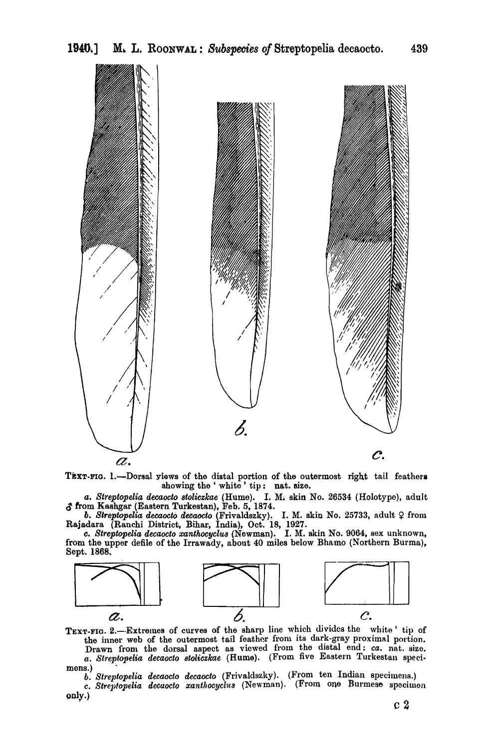TEXT-FIG. 1.—Dorsal views of the distal portion of the outermost right tail feathers showing the 'white' tip: nat. size.

*a. Streptopelia decaocto stoliczkae* (Hume). I. M. skin No. 26534 (Holotype), adult ♂ from Kashgar (Eastern Turkestan), Feb. 5, 1874.

*b. Streptopelia decaocto decaocto* (Frivaldszky). I. M. skin No. 25733, adult ♀ from Rajadara (Ranchi District, Bihar, India), Oct. 18, 1927.

*c. Streptopelia decaocto xanthocyclus* (Newman). I. M. skin No. 9064, sex unknown, from the upper defile of the Irrawady, about 40 miles below Bhamo (Northern Burma), Sept. 1868.

TEXT-FIG. 2.—Extremes of curves of the sharp line which divides the 'white' tip of the inner web of the outermost tail feather from its dark-gray proximal portion. Drawn from the dorsal aspect as viewed from the distal end: *ca.* nat. size.

*a. Streptopelia decaocto stoliczkae* (Hume). (From five Eastern Turkestan specimens.)

*b. Streptopelia decaocto decaocto* (Frivaldszky). (From ten Indian specimens.)

*c. Streptopelia decaocto xanthocyclus* (Newman). (From one Burmese specimen only.)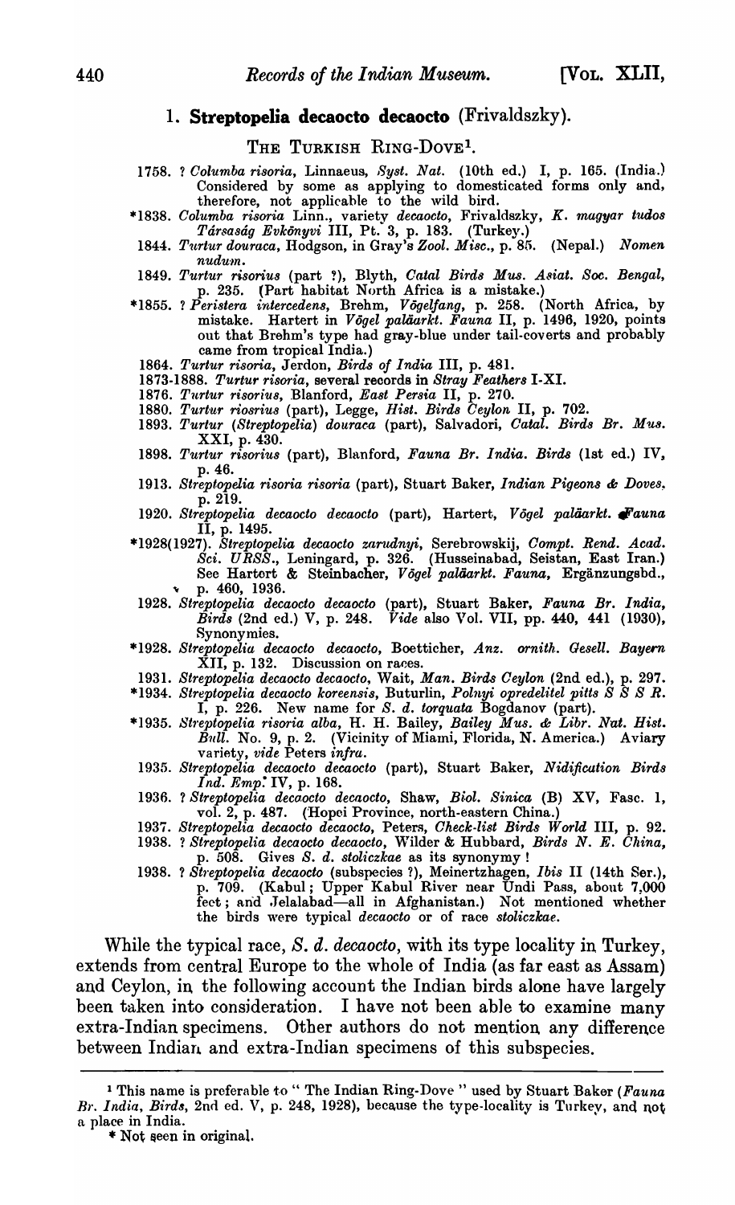### 1. **Streptopelia decaocto decaocto** (Frivaldszky).

THE TURKISH RING-DOVE[1].

1758. ? *Columba risoria*, Linnaeus, *Syst. Nat.* (10th ed.) I, p. 165. (India.) Considered by some as applying to domesticated forms only and, therefore, not applicable to the wild bird.

*1838. *Columba risoria* Linn., variety *decaocto*, Frivaldszky, *K. magyar tudos Társaság Evkönyvi* III, Pt. 3, p. 183. (Turkey.)

1844. *Turtur douraca*, Hodgson, in Gray's *Zool. Misc.*, p. 85. (Nepal.) *Nomen nudum*.

1849. *Turtur risorius* (part ?), Blyth, *Catal Birds Mus. Asiat. Soc. Bengal*, p. 235. (Part habitat North Africa is a mistake.)

*1855. ? *Peristera intercedens*, Brehm, *Vögelfang*, p. 258. (North Africa, by mistake. Hartert in *Vögel paläarkt. Fauna* II, p. 1496, 1920, points out that Brehm's type had gray-blue under tail-coverts and probably came from tropical India.)

1864. *Turtur risoria*, Jerdon, *Birds of India* III, p. 481.

1873-1888. *Turtur risoria*, several records in *Stray Feathers* I-XI.

1876. *Turtur risorius*, Blanford, *East Persia* II, p. 270.

1880. *Turtur riosrius* (part), Legge, *Hist. Birds Ceylon* II, p. 702.

1893. *Turtur* (*Streptopelia*) *douraca* (part), Salvadori, *Catal. Birds Br. Mus.* XXI, p. 430.

1898. *Turtur risorius* (part), Blanford, *Fauna Br. India. Birds* (1st ed.) IV, p. 46.

1913. *Streptopelia risoria risoria* (part), Stuart Baker, *Indian Pigeons & Doves*, p. 219.

1920. *Streptopelia decaocto decaocto* (part), Hartert, *Vögel paläarkt. Fauna* II, p. 1495.

*1928(1927). *Streptopelia decaocto zarudnyi*, Serebrowskij, *Compt. Rend. Acad. Sci. URSS.*, Leningard, p. 326. (Husseinabad, Seistan, East Iran.) See Hartert & Steinbacher, *Vögel paläarkt. Fauna*, Ergänzungsbd., p. 460, 1936.

1928. *Streptopelia decaocto decaocto* (part), Stuart Baker, *Fauna Br. India, Birds* (2nd ed.) V, p. 248. *Vide* also Vol. VII, pp. 440, 441 (1930), Synonymies.

*1928. *Streptopelia decaocto decaocto*, Boetticher, *Anz. ornith. Gesell. Bayern* XII, p. 132. Discussion on races.

1931. *Streptopelia decaocto decaocto*, Wait, *Man. Birds Ceylon* (2nd ed.), p. 297.

*1934. *Streptopelia decaocto koreensis*, Buturlin, *Polnyi opredelitel pitts S S S R.* I, p. 226. New name for *S. d. torquata* Bogdanov (part).

*1935. *Streptopelia risoria alba*, H. H. Bailey, *Bailey Mus. & Libr. Nat. Hist. Bull.* No. 9, p. 2. (Vicinity of Miami, Florida, N. America.) Aviary variety, *vide* Peters *infra*.

1935. *Streptopelia decaocto decaocto* (part), Stuart Baker, *Nidification Birds Ind. Emp.* IV, p. 168.

1936. ? *Streptopelia decaocto decaocto*, Shaw, *Biol. Sinica* (B) XV, Fasc. 1, vol. 2, p. 487. (Hopei Province, north-eastern China.)

1937. *Streptopelia decaocto decaocto*, Peters, *Check-list Birds World* III, p. 92.

1938. ? *Streptopelia decaocto decaocto*, Wilder & Hubbard, *Birds N. E. China*, p. 508. Gives *S. d. stoliczkae* as its synonymy !

1938. ? *Streptopelia decaocto* (subspecies ?), Meinertzhagen, *Ibis* II (14th Ser.), p. 709. (Kabul; Upper Kabul River near Undi Pass, about 7,000 feet; and Jelalabad—all in Afghanistan.) Not mentioned whether the birds were typical *decaocto* or of race *stoliczkae*.

While the typical race, *S. d. decaocto*, with its type locality in Turkey, extends from central Europe to the whole of India (as far east as Assam) and Ceylon, in the following account the Indian birds alone have largely been taken into consideration. I have not been able to examine many extra-Indian specimens. Other authors do not mention any difference between Indian and extra-Indian specimens of this subspecies.

---

[1] This name is preferable to "The Indian Ring-Dove" used by Stuart Baker (*Fauna Br. India, Birds*, 2nd ed. V, p. 248, 1928), because the type-locality is Turkey, and not a place in India.

* Not seen in original.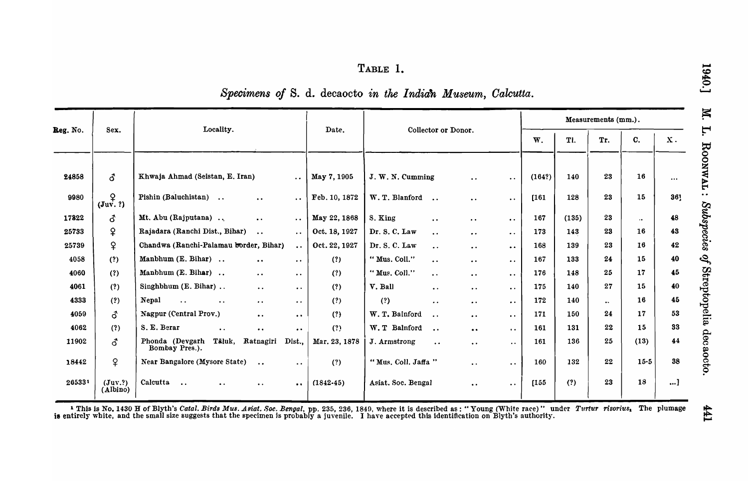# TABLE 1.

*Specimens of* S. d. decaocto *in the Indian Museum, Calcutta.*

| Reg. No. | Sex. | Locality. | Date. | Collector or Donor. | Measurements (mm.). | | | | |
|---|---|---|---|---|---|---|---|---|---|
| | | | | | W. | Tl. | Tr. | C. | X. |
| 24858 | ♂ | Khwaja Ahmad (Seistan, E. Iran) .. | May 7, 1905 | J. W. N. Cumming .. .. | (164?) | 140 | 23 | 16 | ... |
| 9980 | ♀ (Juv. ?) | Pishin (Baluchistan) .. .. .. | Feb. 10, 1872 | W. T. Blanford .. .. .. | [161 | 128 | 23 | 15 | 36] |
| 17822 | ♂ | Mt. Abu (Rajputana) .. .. .. | May 22, 1868 | S. King .. .. .. | 167 | (135) | 23 | .. | 48 |
| 25733 | ♀ | Rajadara (Ranchi Dist., Bihar) .. .. | Oct. 18, 1927 | Dr. S. C. Law .. .. .. | 173 | 143 | 23 | 16 | 43 |
| 25739 | ♀ | Chandwa (Ranchi-Palamau border, Bihar) .. | Oct. 22, 1927 | Dr. S. C. Law .. .. .. | 168 | 139 | 23 | 16 | 42 |
| 4058 | (?) | Manbhum (E. Bihar) .. .. .. | (?) | "Mus. Coll." .. .. .. | 167 | 133 | 24 | 15 | 40 |
| 4060 | (?) | Manbhum (E. Bihar) .. .. .. | (?) | "Mus. Coll." .. .. .. | 176 | 148 | 25 | 17 | 45 |
| 4061 | (?) | Singhbhum (E. Bihar) .. .. .. | (?) | V. Ball .. .. .. | 175 | 140 | 27 | 15 | 40 |
| 4333 | (?) | Nepal .. .. .. .. | (?) | (?) .. .. .. | 172 | 140 | .. | 16 | 45 |
| 4059 | ♂ | Nagpur (Central Prov.) .. .. | (?) | W. T. Balnford .. .. .. | 171 | 150 | 24 | 17 | 53 |
| 4062 | (?) | S. E. Berar .. .. .. | (?) | W. T Balnford .. .. .. | 161 | 131 | 22 | 15 | 33 |
| 11902 | ♂ | Phonda (Devgarh Tāluk, Ratnagiri Dist., Bombay Pres.). | Mar. 23, 1878 | J. Armstrong .. .. .. | 161 | 136 | 25 | (13) | 44 |
| 18442 | ♀ | Near Bangalore (Mysore State) .. .. | (?) | "Mus. Coll. Jaffa" .. .. | 160 | 132 | 22 | 15·5 | 38 |
| 26533[1] | (Juv.?) (Albino) | Calcutta .. .. .. .. | (1842-45) | Asiat. Soc. Bengal .. .. | [155 | (?) | 23 | 18 | ...] |

[1] This is No. 1430 H of Blyth's *Catal. Birds Mus. Asiat. Soc. Bengal*, pp. 235, 236, 1849, where it is described as: "Young (White race)" under *Turtur risorius*. The plumage is entirely white, and the small size suggests that the specimen is probably a juvenile. I have accepted this identification on Blyth's authority.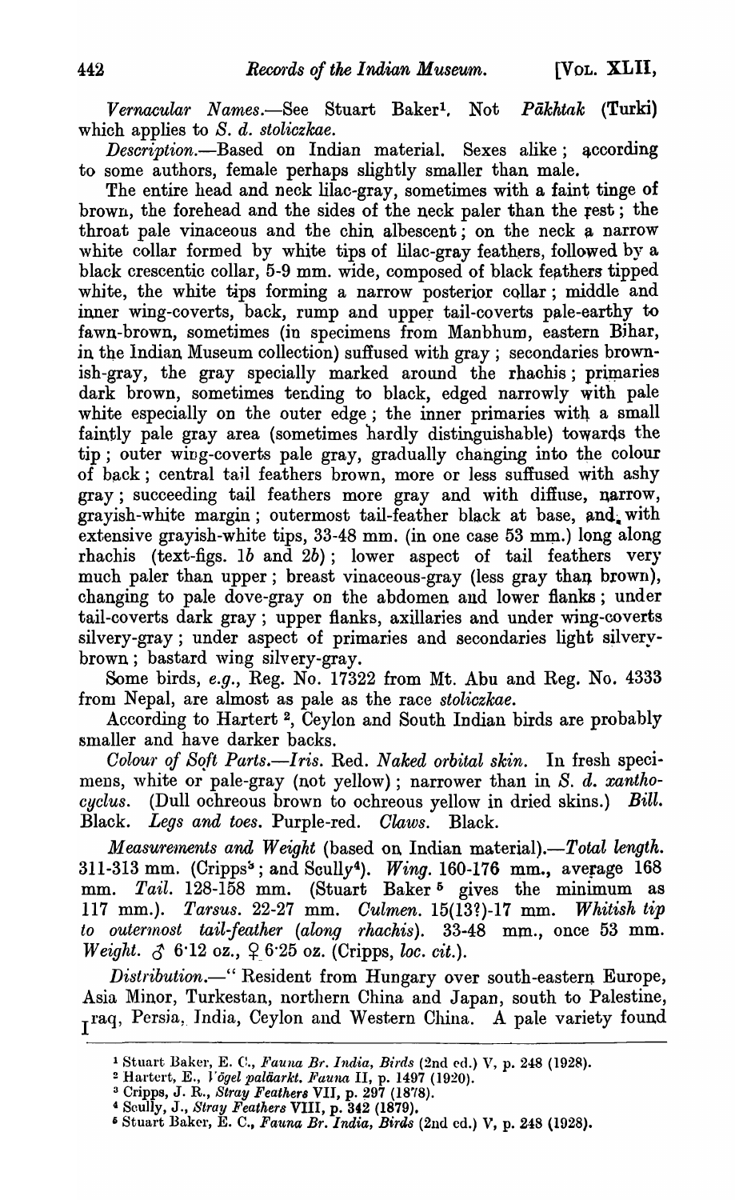*Vernacular Names*.—See Stuart Baker[1]. Not *Pākhtak* (Turki) which applies to *S. d. stoliczkae*.

*Description*.—Based on Indian material. Sexes alike; according to some authors, female perhaps slightly smaller than male.

The entire head and neck lilac-gray, sometimes with a faint tinge of brown, the forehead and the sides of the neck paler than the rest; the throat pale vinaceous and the chin albescent; on the neck a narrow white collar formed by white tips of lilac-gray feathers, followed by a black crescentic collar, 5-9 mm. wide, composed of black feathers tipped white, the white tips forming a narrow posterior collar; middle and inner wing-coverts, back, rump and upper tail-coverts pale-earthy to fawn-brown, sometimes (in specimens from Manbhum, eastern Bihar, in the Indian Museum collection) suffused with gray; secondaries brownish-gray, the gray specially marked around the rhachis; primaries dark brown, sometimes tending to black, edged narrowly with pale white especially on the outer edge; the inner primaries with a small faintly pale gray area (sometimes hardly distinguishable) towards the tip; outer wing-coverts pale gray, gradually changing into the colour of back; central tail feathers brown, more or less suffused with ashy gray; succeeding tail feathers more gray and with diffuse, narrow, grayish-white margin; outermost tail-feather black at base, and with extensive grayish-white tips, 33-48 mm. (in one case 53 mm.) long along rhachis (text-figs. 1*b* and 2*b*); lower aspect of tail feathers very much paler than upper; breast vinaceous-gray (less gray than brown), changing to pale dove-gray on the abdomen and lower flanks; under tail-coverts dark gray; upper flanks, axillaries and under wing-coverts silvery-gray; under aspect of primaries and secondaries light silvery-brown; bastard wing silvery-gray.

Some birds, *e.g.*, Reg. No. 17322 from Mt. Abu and Reg. No. 4333 from Nepal, are almost as pale as the race *stoliczkae*.

According to Hartert [2], Ceylon and South Indian birds are probably smaller and have darker backs.

*Colour of Soft Parts*.—*Iris*. Red. *Naked orbital skin*. In fresh specimens, white or pale-gray (not yellow); narrower than in *S. d. xanthocyclus*. (Dull ochreous brown to ochreous yellow in dried skins.) *Bill*. Black. *Legs and toes*. Purple-red. *Claws*. Black.

*Measurements and Weight* (based on Indian material).—*Total length*. 311-313 mm. (Cripps[3]; and Scully[4]). *Wing*. 160-176 mm., average 168 mm. *Tail*. 128-158 mm. (Stuart Baker [5] gives the minimum as 117 mm.). *Tarsus*. 22-27 mm. *Culmen*. 15(13?)-17 mm. *Whitish tip to outermost tail-feather (along rhachis)*. 33-48 mm., once 53 mm. *Weight*. ♂ 6·12 oz., ♀ 6·25 oz. (Cripps, *loc. cit.*).

*Distribution*.—"Resident from Hungary over south-eastern Europe, Asia Minor, Turkestan, northern China and Japan, south to Palestine, Iraq, Persia, India, Ceylon and Western China. A pale variety found

---

[1] Stuart Baker, E. C., *Fauna Br. India, Birds* (2nd ed.) V, p. 248 (1928).

[2] Hartert, E., *Vögel paläarkt. Fauna* II, p. 1497 (1920).

[3] Cripps, J. R., *Stray Feathers* VII, p. 297 (1878).

[4] Scully, J., *Stray Feathers* VIII, p. 342 (1879).

[5] Stuart Baker, E. C., *Fauna Br. India, Birds* (2nd ed.) V, p. 248 (1928).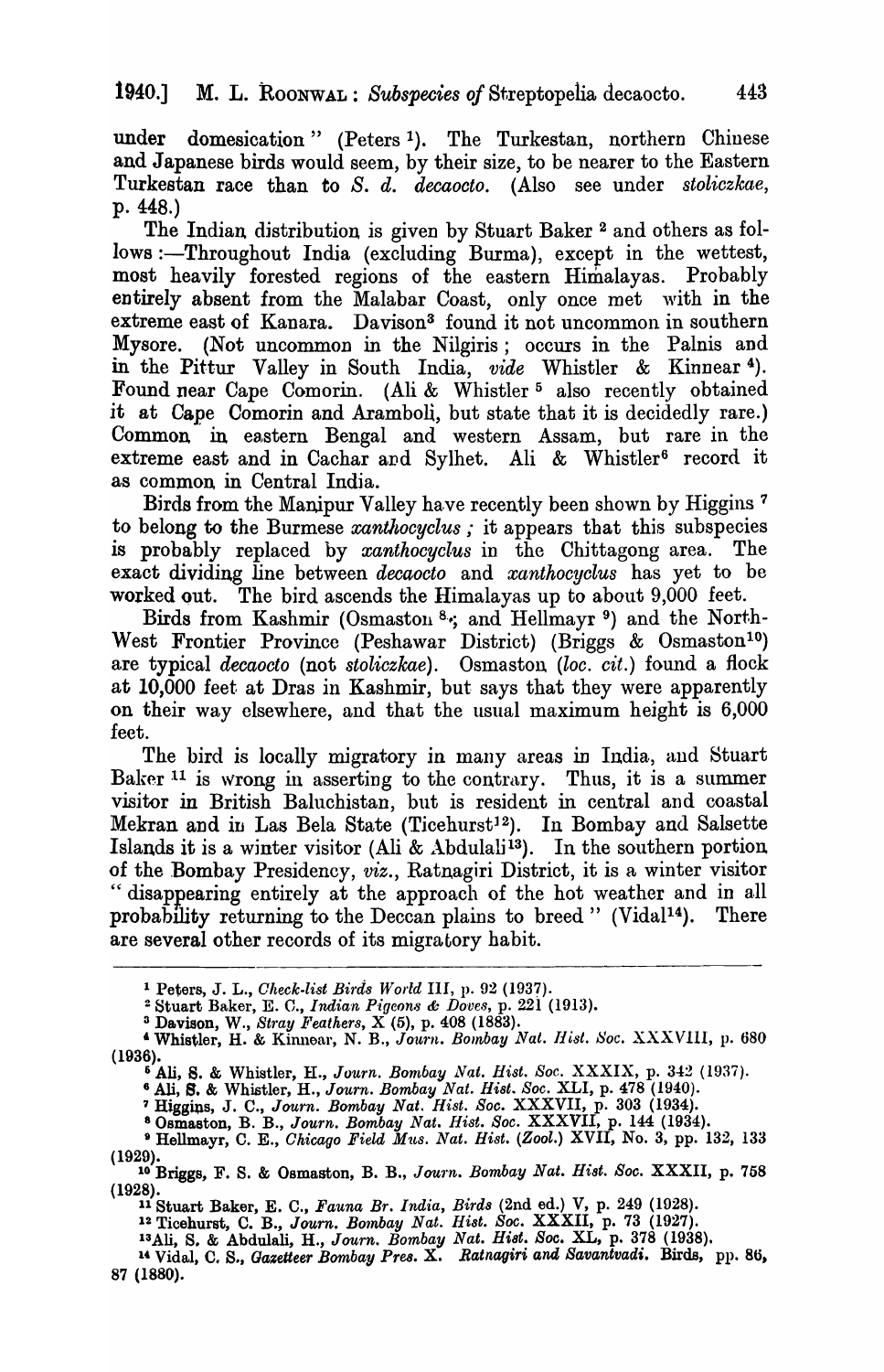under domesication" (Peters [1]). The Turkestan, northern Chinese and Japanese birds would seem, by their size, to be nearer to the Eastern Turkestan race than to *S. d. decaocto*. (Also see under *stoliczkae*, p. 448.)

The Indian distribution is given by Stuart Baker [2] and others as follows :—Throughout India (excluding Burma), except in the wettest, most heavily forested regions of the eastern Himalayas. Probably entirely absent from the Malabar Coast, only once met with in the extreme east of Kanara. Davison[3] found it not uncommon in southern Mysore. (Not uncommon in the Nilgiris ; occurs in the Palnis and in the Pittur Valley in South India, *vide* Whistler & Kinnear [4]). Found near Cape Comorin. (Ali & Whistler [5] also recently obtained it at Cape Comorin and Aramboli, but state that it is decidedly rare.) Common in eastern Bengal and western Assam, but rare in the extreme east and in Cachar and Sylhet. Ali & Whistler[6] record it as common in Central India.

Birds from the Manipur Valley have recently been shown by Higgins [7] to belong to the Burmese *xanthocyclus* ; it appears that this subspecies is probably replaced by *xanthocyclus* in the Chittagong area. The exact dividing line between *decaocto* and *xanthocyclus* has yet to be worked out. The bird ascends the Himalayas up to about 9,000 feet.

Birds from Kashmir (Osmaston [8]; and Hellmayr [9]) and the North-West Frontier Province (Peshawar District) (Briggs & Osmaston[10]) are typical *decaocto* (not *stoliczkae*). Osmaston (*loc. cit.*) found a flock at 10,000 feet at Dras in Kashmir, but says that they were apparently on their way elsewhere, and that the usual maximum height is 6,000 feet.

The bird is locally migratory in many areas in India, and Stuart Baker [11] is wrong in asserting to the contrary. Thus, it is a summer visitor in British Baluchistan, but is resident in central and coastal Mekran and in Las Bela State (Ticehurst[12]). In Bombay and Salsette Islands it is a winter visitor (Ali & Abdulali[13]). In the southern portion of the Bombay Presidency, *viz.*, Ratnagiri District, it is a winter visitor "disappearing entirely at the approach of the hot weather and in all probability returning to the Deccan plains to breed" (Vidal[14]). There are several other records of its migratory habit.

---

[1] Peters, J. L., *Check-list Birds World* III, p. 92 (1937).

[2] Stuart Baker, E. C., *Indian Pigeons & Doves*, p. 221 (1913).

[3] Davison, W., *Stray Feathers*, X (5), p. 408 (1883).

[4] Whistler, H. & Kinnear, N. B., *Journ. Bombay Nat. Hist. Soc.* XXXVIII, p. 680 (1936).

[5] Ali, S. & Whistler, H., *Journ. Bombay Nat. Hist. Soc.* XXXIX, p. 342 (1937).

[6] Ali, S. & Whistler, H., *Journ. Bombay Nat. Hist. Soc.* XLI, p. 478 (1940).

[7] Higgins, J. C., *Journ. Bombay Nat. Hist. Soc.* XXXVII, p. 303 (1934).

[8] Osmaston, B. B., *Journ. Bombay Nat. Hist. Soc.* XXXVII, p. 144 (1934).

[9] Hellmayr, C. E., *Chicago Field Mus. Nat. Hist. (Zool.)* XVII, No. 3, pp. 132, 133 (1929).

[10] Briggs, F. S. & Osmaston, B. B., *Journ. Bombay Nat. Hist. Soc.* XXXII, p. 758 (1928).

[11] Stuart Baker, E. C., *Fauna Br. India, Birds* (2nd ed.) V, p. 249 (1928).

[12] Ticehurst, C. B., *Journ. Bombay Nat. Hist. Soc.* XXXII, p. 73 (1927).

[13] Ali, S. & Abdulali, H., *Journ. Bombay Nat. Hist. Soc.* XL, p. 378 (1938).

[14] Vidal, C. S., *Gazetteer Bombay Pres.* X. *Ratnagiri and Savantvadi*. Birds, pp. 86, 87 (1880).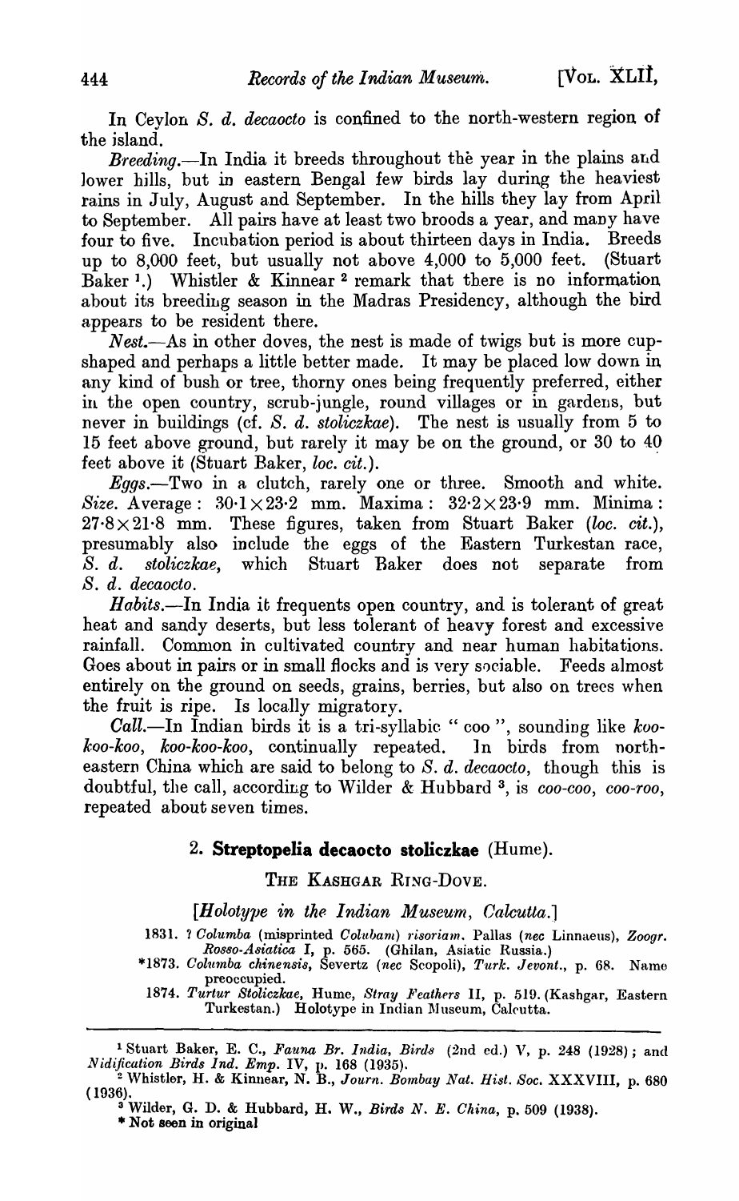In Ceylon *S. d. decaocto* is confined to the north-western region of the island.

*Breeding*.—In India it breeds throughout the year in the plains and lower hills, but in eastern Bengal few birds lay during the heaviest rains in July, August and September. In the hills they lay from April to September. All pairs have at least two broods a year, and many have four to five. Incubation period is about thirteen days in India. Breeds up to 8,000 feet, but usually not above 4,000 to 5,000 feet. (Stuart Baker [1].) Whistler & Kinnear [2] remark that there is no information about its breeding season in the Madras Presidency, although the bird appears to be resident there.

*Nest*.—As in other doves, the nest is made of twigs but is more cup-shaped and perhaps a little better made. It may be placed low down in any kind of bush or tree, thorny ones being frequently preferred, either in the open country, scrub-jungle, round villages or in gardens, but never in buildings (cf. *S. d. stoliczkae*). The nest is usually from 5 to 15 feet above ground, but rarely it may be on the ground, or 30 to 40 feet above it (Stuart Baker, *loc. cit.*).

*Eggs*.—Two in a clutch, rarely one or three. Smooth and white. *Size*. Average: $30{\cdot}1 \times 23{\cdot}2$ mm. Maxima: $32{\cdot}2 \times 23{\cdot}9$ mm. Minima: $27{\cdot}8 \times 21{\cdot}8$ mm. These figures, taken from Stuart Baker (*loc. cit.*), presumably also include the eggs of the Eastern Turkestan race, *S. d. stoliczkae*, which Stuart Baker does not separate from *S. d. decaocto*.

*Habits*.—In India it frequents open country, and is tolerant of great heat and sandy deserts, but less tolerant of heavy forest and excessive rainfall. Common in cultivated country and near human habitations. Goes about in pairs or in small flocks and is very sociable. Feeds almost entirely on the ground on seeds, grains, berries, but also on trees when the fruit is ripe. Is locally migratory.

*Call*.—In Indian birds it is a tri-syllabic "coo", sounding like *koo-koo-koo*, *koo-koo-koo*, continually repeated. In birds from north-eastern China which are said to belong to *S. d. decaocto*, though this is doubtful, the call, according to Wilder & Hubbard [3], is *coo-coo*, *coo-roo*, repeated about seven times.

### 2. **Streptopelia decaocto stoliczkae** (Hume).

THE KASHGAR RING-DOVE.

[*Holotype in the Indian Museum, Calcutta.*]

1831. ? *Columba* (misprinted *Colubam*) *risoriam*. Pallas (*nec* Linnaeus), *Zoogr. Rosso-Asiatica* I, p. 565. (Ghilan, Asiatic Russia.)

*1873. *Columba chinensis*, Severtz (*nec* Scopoli), *Turk. Jevont.*, p. 68. Name preoccupied.

1874. *Turtur Stoliczkae*, Hume, *Stray Feathers* II, p. 519. (Kashgar, Eastern Turkestan.) Holotype in Indian Museum, Calcutta.

---

[1] Stuart Baker, E. C., *Fauna Br. India, Birds* (2nd ed.) V, p. 248 (1928); and *Nidification Birds Ind. Emp.* IV, p. 168 (1935).

[2] Whistler, H. & Kinnear, N. B., *Journ. Bombay Nat. Hist. Soc.* XXXVIII, p. 680 (1936).

[3] Wilder, G. D. & Hubbard, H. W., *Birds N. E. China*, p. 509 (1938).

* Not seen in original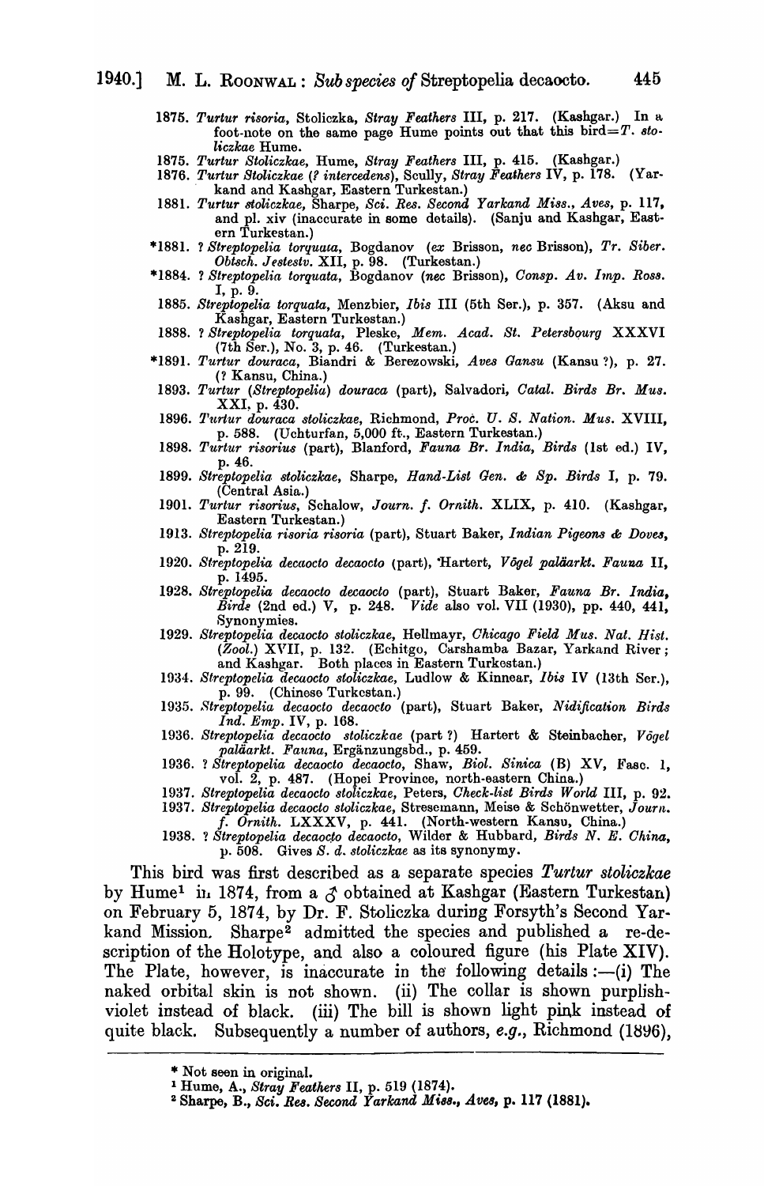1875. *Turtur risoria*, Stoliczka, *Stray Feathers* III, p. 217. (Kashgar.) In a foot-note on the same page Hume points out that this bird=*T. stoliczkae* Hume.

1875. *Turtur Stoliczkae*, Hume, *Stray Feathers* III, p. 415. (Kashgar.)

1876. *Turtur Stoliczkae* (? *intercedens*), Scully, *Stray Feathers* IV, p. 178. (Yarkand and Kashgar, Eastern Turkestan.)

1881. *Turtur stoliczkae*, Sharpe, *Sci. Res. Second Yarkand Miss., Aves*, p. 117, and pl. xiv (inaccurate in some details). (Sanju and Kashgar, Eastern Turkestan.)

*1881. ? *Streptopelia torquata*, Bogdanov (*ex* Brisson, *nec* Brisson), *Tr. Siber. Obtsch. Jestestv.* XII, p. 98. (Turkestan.)

*1884. ? *Streptopelia torquata*, Bogdanov (*nec* Brisson), *Consp. Av. Imp. Ross.* I, p. 9.

1885. *Streptopelia torquata*, Menzbier, *Ibis* III (5th Ser.), p. 357. (Aksu and Kashgar, Eastern Turkestan.)

1888. ? *Streptopelia torquata*, Pleske, *Mem. Acad. St. Petersbourg* XXXVI (7th Ser.), No. 3, p. 46. (Turkestan.)

*1891. *Turtur douraca*, Biandri & Berezowski, *Aves Gansu* (Kansu ?), p. 27. (? Kansu, China.)

1893. *Turtur* (*Streptopelia*) *douraca* (part), Salvadori, *Catal. Birds Br. Mus.* XXI, p. 430.

1896. *Turtur douraca stoliczkae*, Richmond, *Proc. U. S. Nation. Mus.* XVIII, p. 588. (Uchturfan, 5,000 ft., Eastern Turkestan.)

1898. *Turtur risorius* (part), Blanford, *Fauna Br. India, Birds* (1st ed.) IV, p. 46.

1899. *Streptopelia stoliczkae*, Sharpe, *Hand-List Gen. & Sp. Birds* I, p. 79. (Central Asia.)

1901. *Turtur risorius*, Schalow, *Journ. f. Ornith.* XLIX, p. 410. (Kashgar, Eastern Turkestan.)

1913. *Streptopelia risoria risoria* (part), Stuart Baker, *Indian Pigeons & Doves*, p. 219.

1920. *Streptopelia decaocto decaocto* (part), Hartert, *Vögel paläarkt. Fauna* II, p. 1495.

1928. *Streptopelia decaocto decaocto* (part), Stuart Baker, *Fauna Br. India, Birds* (2nd ed.) V, p. 248. *Vide* also vol. VII (1930), pp. 440, 441, Synonymies.

1929. *Streptopelia decaocto stoliczkae*, Hellmayr, *Chicago Field Mus. Nat. Hist.* (*Zool.*) XVII, p. 132. (Echitgo, Carshamba Bazar, Yarkand River; and Kashgar. Both places in Eastern Turkestan.)

1934. *Streptopelia decaocto stoliczkae*, Ludlow & Kinnear, *Ibis* IV (13th Ser.), p. 99. (Chinese Turkestan.)

1935. *Streptopelia decaocto decaocto* (part), Stuart Baker, *Nidification Birds Ind. Emp.* IV, p. 168.

1936. *Streptopelia decaocto stoliczkae* (part ?) Hartert & Steinbacher, *Vögel paläarkt. Fauna*, Ergänzungsbd., p. 459.

1936. ? *Streptopelia decaocto decaocto*, Shaw, *Biol. Sinica* (B) XV, Fasc. 1, vol. 2, p. 487. (Hopei Province, north-eastern China.)

1937. *Streptopelia decaocto stoliczkae*, Peters, *Check-list Birds World* III, p. 92.

1937. *Streptopelia decaocto stoliczkae*, Stresemann, Meise & Schönwetter, *Journ. f. Ornith.* LXXXV, p. 441. (North-western Kansu, China.)

1938. ? *Streptopelia decaocto decaocto*, Wilder & Hubbard, *Birds N. E. China*, p. 508. Gives *S. d. stoliczkae* as its synonymy.

This bird was first described as a separate species *Turtur stoliczkae* by Hume[1] in 1874, from a ♂ obtained at Kashgar (Eastern Turkestan) on February 5, 1874, by Dr. F. Stoliczka during Forsyth's Second Yarkand Mission. Sharpe[2] admitted the species and published a re-description of the Holotype, and also a coloured figure (his Plate XIV). The Plate, however, is inaccurate in the following details :—(i) The naked orbital skin is not shown. (ii) The collar is shown purplish-violet instead of black. (iii) The bill is shown light pink instead of quite black. Subsequently a number of authors, *e.g.*, Richmond (1896),

---

* Not seen in original.

[1] Hume, A., *Stray Feathers* II, p. 519 (1874).

[2] Sharpe, B., *Sci. Res. Second Yarkand Miss., Aves*, p. 117 (1881).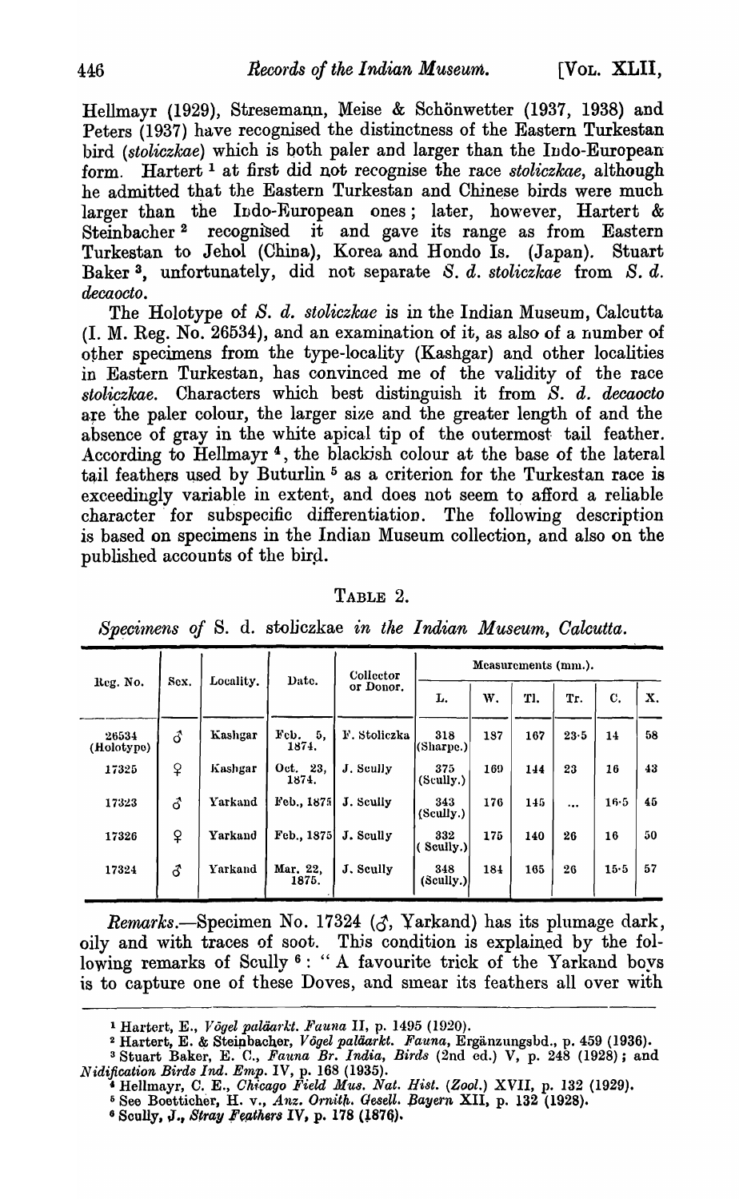Hellmayr (1929), Stresemann, Meise & Schönwetter (1937, 1938) and Peters (1937) have recognised the distinctness of the Eastern Turkestan bird (*stoliczkae*) which is both paler and larger than the Indo-European form. Hartert [1] at first did not recognise the race *stoliczkae*, although he admitted that the Eastern Turkestan and Chinese birds were much larger than the Indo-European ones; later, however, Hartert & Steinbacher [2] recognised it and gave its range as from Eastern Turkestan to Jehol (China), Korea and Hondo Is. (Japan). Stuart Baker [3], unfortunately, did not separate *S. d. stoliczkae* from *S. d. decaocto*.

The Holotype of *S. d. stoliczkae* is in the Indian Museum, Calcutta (I. M. Reg. No. 26534), and an examination of it, as also of a number of other specimens from the type-locality (Kashgar) and other localities in Eastern Turkestan, has convinced me of the validity of the race *stoliczkae*. Characters which best distinguish it from *S. d. decaocto* are the paler colour, the larger size and the greater length of and the absence of gray in the white apical tip of the outermost tail feather. According to Hellmayr [4], the blackish colour at the base of the lateral tail feathers used by Buturlin [5] as a criterion for the Turkestan race is exceedingly variable in extent, and does not seem to afford a reliable character for subspecific differentiation. The following description is based on specimens in the Indian Museum collection, and also on the published accounts of the bird.

TABLE 2.

*Specimens of* S. d. stoliczkae *in the Indian Museum, Calcutta.*

| Reg. No. | Sex. | Locality. | Date. | Collector or Donor. | Measurements (mm.). | | | | | |
|---|---|---|---|---|---|---|---|---|---|---|
| | | | | | L. | W. | Tl. | Tr. | C. | X. |
| 26534 (Holotype) | ♂ | Kashgar | Feb. 5, 1874. | F. Stoliczka | 318 (Sharpe.) | 187 | 167 | 23·5 | 14 | 58 |
| 17325 | ♀ | Kashgar | Oct. 23, 1874. | J. Scully | 375 (Scully.) | 169 | 144 | 23 | 16 | 43 |
| 17323 | ♂ | Yarkand | Feb., 1875 | J. Scully | 343 (Scully.) | 176 | 145 | ... | 16·5 | 45 |
| 17326 | ♀ | Yarkand | Feb., 1875 | J. Scully | 332 (Scully.) | 175 | 140 | 26 | 16 | 50 |
| 17324 | ♂ | Yarkand | Mar. 22, 1875. | J. Scully | 348 (Scully.) | 184 | 165 | 26 | 15·5 | 57 |

*Remarks.*—Specimen No. 17324 (♂, Yarkand) has its plumage dark, oily and with traces of soot. This condition is explained by the following remarks of Scully [6]: "A favourite trick of the Yarkand boys is to capture one of these Doves, and smear its feathers all over with

---

[1] Hartert, E., *Vögel paläarkt. Fauna* II, p. 1495 (1920).

[2] Hartert, E. & Steinbacher, *Vögel paläarkt. Fauna*, Ergänzungsbd., p. 459 (1936).

[3] Stuart Baker, E. C., *Fauna Br. India, Birds* (2nd ed.) V, p. 248 (1928); and *Nidification Birds Ind. Emp.* IV, p. 168 (1935).

[4] Hellmayr, C. E., *Chicago Field Mus. Nat. Hist.* (*Zool.*) XVII, p. 132 (1929).

[5] See Boetticher, H. v., *Anz. Ornith. Gesell. Bayern* XII, p. 132 (1928).

[6] Scully, J., *Stray Feathers* IV, p. 178 (1876).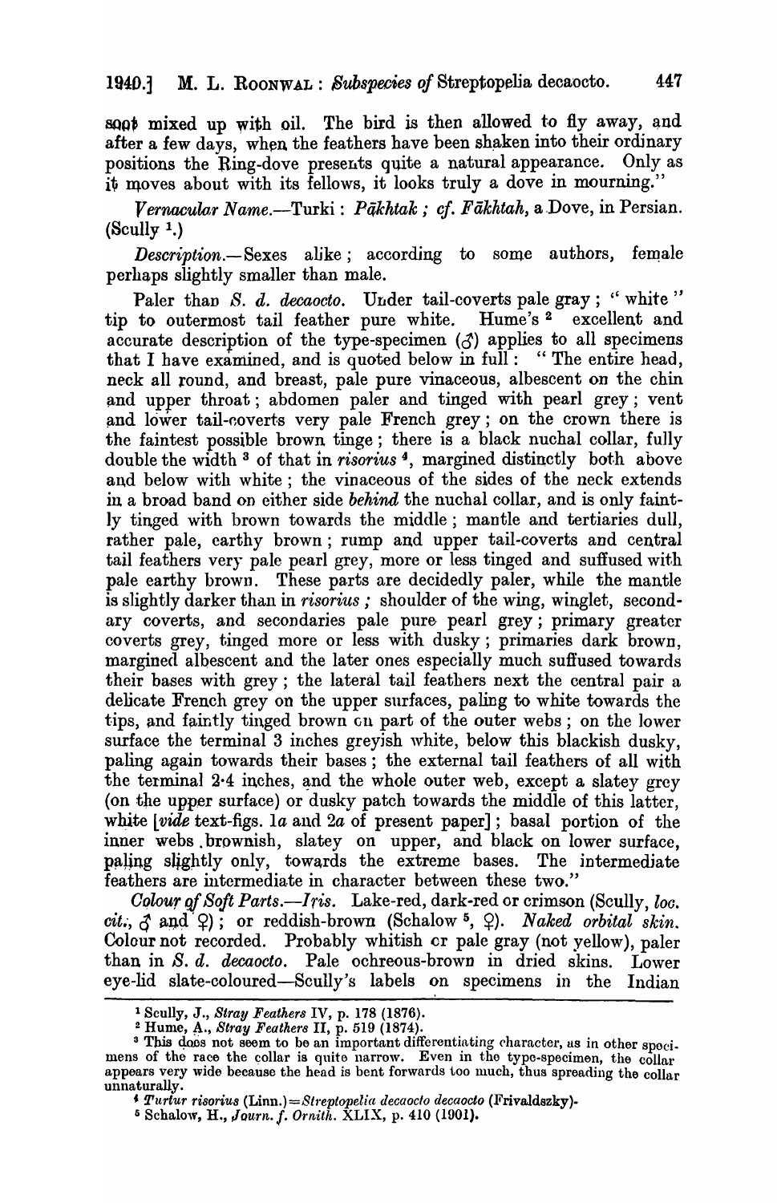soot mixed up with oil. The bird is then allowed to fly away, and after a few days, when the feathers have been shaken into their ordinary positions the Ring-dove presents quite a natural appearance. Only as it moves about with its fellows, it looks truly a dove in mourning."

*Vernacular Name.*—Turki: *Pākhtak*; *cf. Fākhtah*, a Dove, in Persian. (Scully [1].)

*Description.*—Sexes alike; according to some authors, female perhaps slightly smaller than male.

Paler than *S. d. decaocto*. Under tail-coverts pale gray; "white" tip to outermost tail feather pure white. Hume's [2] excellent and accurate description of the type-specimen (♂) applies to all specimens that I have examined, and is quoted below in full: "The entire head, neck all round, and breast, pale pure vinaceous, albescent on the chin and upper throat; abdomen paler and tinged with pearl grey; vent and lower tail-coverts very pale French grey; on the crown there is the faintest possible brown tinge; there is a black nuchal collar, fully double the width [3] of that in *risorius* [4], margined distinctly both above and below with white; the vinaceous of the sides of the neck extends in a broad band on either side *behind* the nuchal collar, and is only faintly tinged with brown towards the middle; mantle and tertiaries dull, rather pale, earthy brown; rump and upper tail-coverts and central tail feathers very pale pearl grey, more or less tinged and suffused with pale earthy brown. These parts are decidedly paler, while the mantle is slightly darker than in *risorius*; shoulder of the wing, winglet, secondary coverts, and secondaries pale pure pearl grey; primary greater coverts grey, tinged more or less with dusky; primaries dark brown, margined albescent and the later ones especially much suffused towards their bases with grey; the lateral tail feathers next the central pair a delicate French grey on the upper surfaces, paling to white towards the tips, and faintly tinged brown on part of the outer webs; on the lower surface the terminal 3 inches greyish white, below this blackish dusky, paling again towards their bases; the external tail feathers of all with the terminal 2·4 inches, and the whole outer web, except a slatey grey (on the upper surface) or dusky patch towards the middle of this latter, white [*vide* text-figs. 1*a* and 2*a* of present paper]; basal portion of the inner webs brownish, slatey on upper, and black on lower surface, paling slightly only, towards the extreme bases. The intermediate feathers are intermediate in character between these two."

*Colour of Soft Parts.*—*Iris.* Lake-red, dark-red or crimson (Scully, *loc. cit.*, ♂ and ♀); or reddish-brown (Schalow [5], ♀). *Naked orbital skin.* Colour not recorded. Probably whitish or pale gray (not yellow), paler than in *S. d. decaocto*. Pale ochreous-brown in dried skins. Lower eye-lid slate-coloured—Scully's labels on specimens in the Indian

---

[1] Scully, J., *Stray Feathers* IV, p. 178 (1876).

[2] Hume, A., *Stray Feathers* II, p. 519 (1874).

[3] This does not seem to be an important differentiating character, as in other specimens of the race the collar is quite narrow. Even in the type-specimen, the collar appears very wide because the head is bent forwards too much, thus spreading the collar unnaturally.

[4] *Turtur risorius* (Linn.) = *Streptopelia decaocto decaocto* (Frivaldszky).

[5] Schalow, H., *Journ. f. Ornith.* XLIX, p. 410 (1901).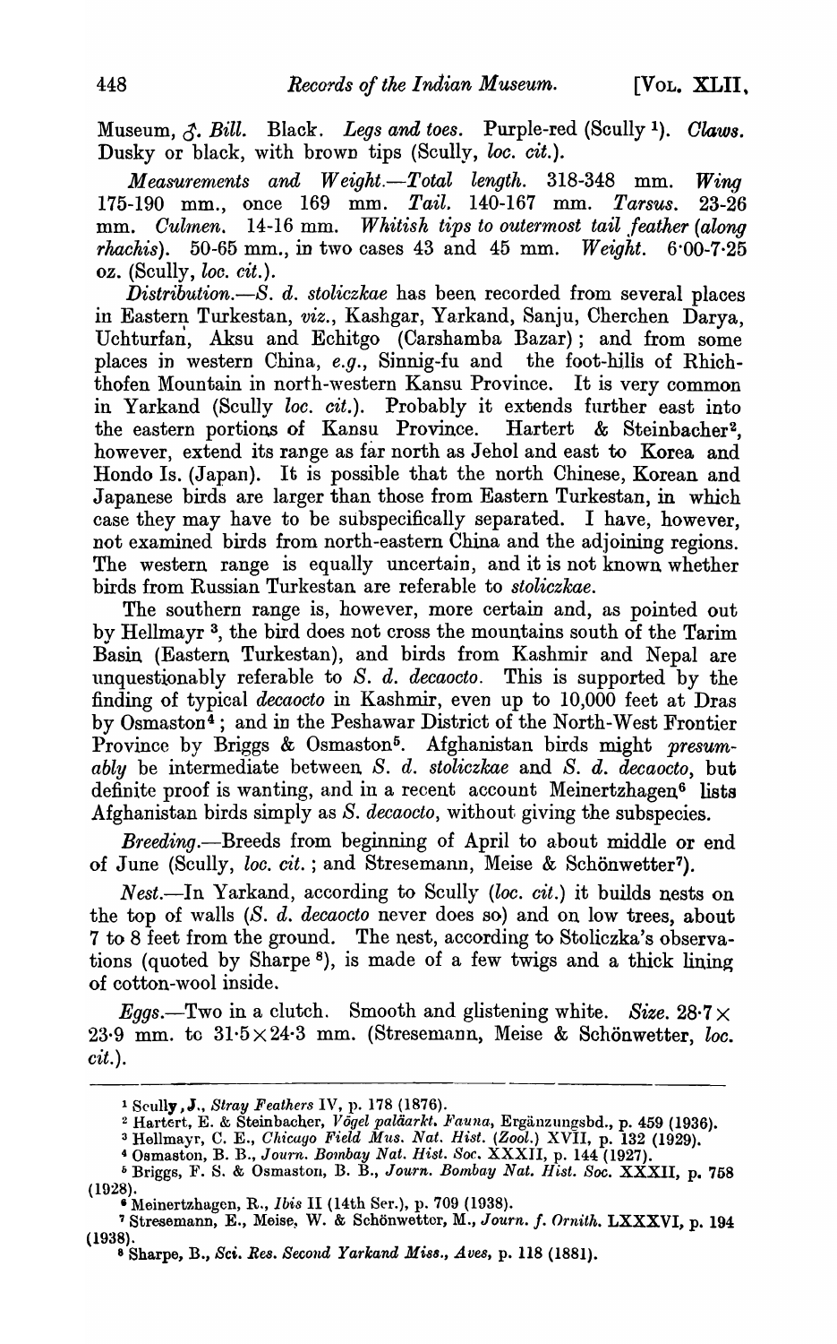Museum, ♂. *Bill.* Black. *Legs and toes.* Purple-red (Scully [1]). *Claws.* Dusky or black, with brown tips (Scully, *loc. cit.*).

*Measurements and Weight.—Total length.* 318-348 mm. *Wing* 175-190 mm., once 169 mm. *Tail.* 140-167 mm. *Tarsus.* 23-26 mm. *Culmen.* 14-16 mm. *Whitish tips to outermost tail feather (along rhachis).* 50-65 mm., in two cases 43 and 45 mm. *Weight.* 6·00-7·25 oz. (Scully, *loc. cit.*).

*Distribution.*—*S. d. stoliczkae* has been recorded from several places in Eastern Turkestan, *viz.*, Kashgar, Yarkand, Sanju, Cherchen Darya, Uchturfan, Aksu and Echitgo (Carshamba Bazar); and from some places in western China, *e.g.*, Sinnig-fu and the foot-hills of Rhichthofen Mountain in north-western Kansu Province. It is very common in Yarkand (Scully *loc. cit.*). Probably it extends further east into the eastern portions of Kansu Province. Hartert & Steinbacher[2], however, extend its range as far north as Jehol and east to Korea and Hondo Is. (Japan). It is possible that the north Chinese, Korean and Japanese birds are larger than those from Eastern Turkestan, in which case they may have to be subspecifically separated. I have, however, not examined birds from north-eastern China and the adjoining regions. The western range is equally uncertain, and it is not known whether birds from Russian Turkestan are referable to *stoliczkae*.

The southern range is, however, more certain and, as pointed out by Hellmayr [3], the bird does not cross the mountains south of the Tarim Basin (Eastern Turkestan), and birds from Kashmir and Nepal are unquestionably referable to *S. d. decaocto*. This is supported by the finding of typical *decaocto* in Kashmir, even up to 10,000 feet at Dras by Osmaston[4]; and in the Peshawar District of the North-West Frontier Province by Briggs & Osmaston[5]. Afghanistan birds might *presumably* be intermediate between *S. d. stoliczkae* and *S. d. decaocto*, but definite proof is wanting, and in a recent account Meinertzhagen[6] lists Afghanistan birds simply as *S. decaocto*, without giving the subspecies.

*Breeding.*—Breeds from beginning of April to about middle or end of June (Scully, *loc. cit.*; and Stresemann, Meise & Schönwetter[7]).

*Nest.*—In Yarkand, according to Scully (*loc. cit.*) it builds nests on the top of walls (*S. d. decaocto* never does so) and on low trees, about 7 to 8 feet from the ground. The nest, according to Stoliczka's observations (quoted by Sharpe [8]), is made of a few twigs and a thick lining of cotton-wool inside.

*Eggs.*—Two in a clutch. Smooth and glistening white. *Size.* 28·7 × 23·9 mm. to 31·5 × 24·3 mm. (Stresemann, Meise & Schönwetter, *loc. cit.*).

---

[1] Scully, J., *Stray Feathers* IV, p. 178 (1876).
[2] Hartert, E. & Steinbacher, *Vögel paläarkt. Fauna*, Ergänzungsbd., p. 459 (1936).
[3] Hellmayr, C. E., *Chicago Field Mus. Nat. Hist. (Zool.)* XVII, p. 132 (1929).
[4] Osmaston, B. B., *Journ. Bombay Nat. Hist. Soc.* XXXII, p. 144 (1927).
[5] Briggs, F. S. & Osmaston, B. B., *Journ. Bombay Nat. Hist. Soc.* XXXII, p. 758 (1928).
[6] Meinertzhagen, R., *Ibis* II (14th Ser.), p. 709 (1938).
[7] Stresemann, E., Meise, W. & Schönwetter, M., *Journ. f. Ornith.* LXXXVI, p. 194 (1938).
[8] Sharpe, B., *Sci. Res. Second Yarkand Miss., Aves*, p. 118 (1881).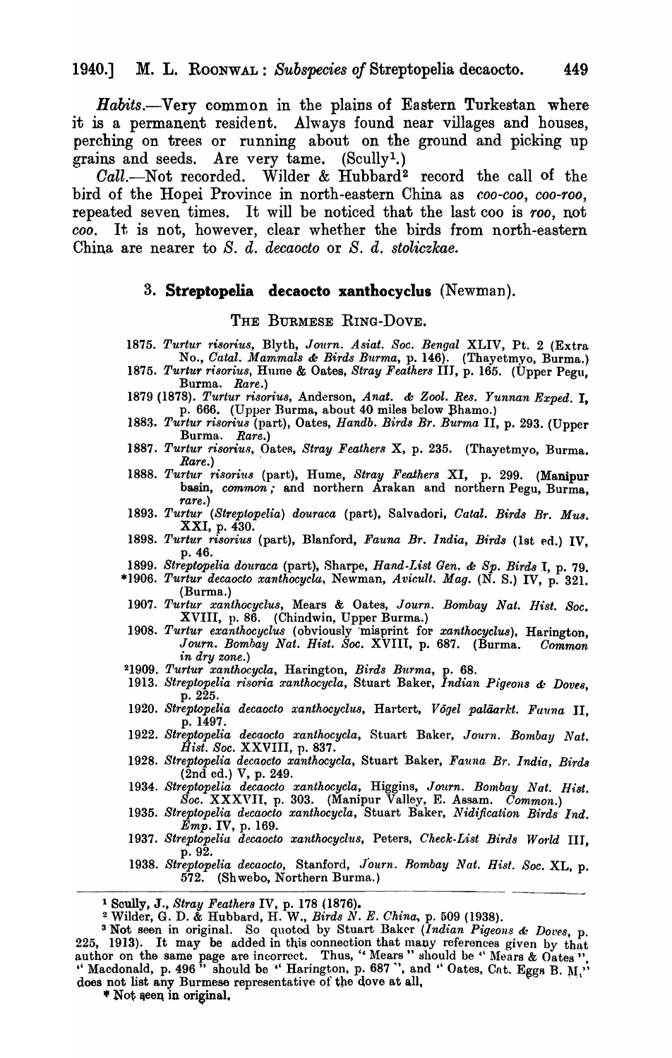*Habits.*—Very common in the plains of Eastern Turkestan where it is a permanent resident. Always found near villages and houses, perching on trees or running about on the ground and picking up grains and seeds. Are very tame. (Scully[1].)

*Call.*—Not recorded. Wilder & Hubbard[2] record the call of the bird of the Hopei Province in north-eastern China as *coo-coo, coo-roo*, repeated seven times. It will be noticed that the last coo is *roo*, not *coo*. It is not, however, clear whether the birds from north-eastern China are nearer to *S. d. decaocto* or *S. d. stoliczkae*.

### 3. **Streptopelia decaocto xanthocyclus** (Newman).

THE BURMESE RING-DOVE.

- 1875. *Turtur risorius*, Blyth, *Journ. Asiat. Soc. Bengal* XLIV, Pt. 2 (Extra No., *Catal. Mammals & Birds Burma*, p. 146). (Thayetmyo, Burma.)
- 1875. *Turtur risorius*, Hume & Oates, *Stray Feathers* III, p. 165. (Upper Pegu, Burma. *Rare.*)
- 1879 (1878). *Turtur risorius*, Anderson, *Anat. & Zool. Res. Yunnan Exped.* I, p. 666. (Upper Burma, about 40 miles below Bhamo.)
- 1883. *Turtur risorius* (part), Oates, *Handb. Birds Br. Burma* II, p. 293. (Upper Burma. *Rare.*)
- 1887. *Turtur risorius*, Oates, *Stray Feathers* X, p. 235. (Thayetmyo, Burma. *Rare.*)
- 1888. *Turtur risorius* (part), Hume, *Stray Feathers* XI, p. 299. (Manipur basin, *common*; and northern Arakan and northern Pegu, Burma, *rare.*)
- 1893. *Turtur (Streptopelia) douraca* (part), Salvadori, *Catal. Birds Br. Mus.* XXI, p. 430.
- 1898. *Turtur risorius* (part), Blanford, *Fauna Br. India, Birds* (1st ed.) IV, p. 46.
- 1899. *Streptopelia douraca* (part), Sharpe, *Hand-List Gen. & Sp. Birds* I, p. 79.
- *1906. *Turtur decaocto xanthocycla*, Newman, *Avicult. Mag.* (N. S.) IV, p. 321. (Burma.)
- 1907. *Turtur xanthocyclus*, Mears & Oates, *Journ. Bombay Nat. Hist. Soc.* XVIII, p. 86. (Chindwin, Upper Burma.)
- 1908. *Turtur exanthocyclus* (obviously misprint for *xanthocyclus*), Harington, *Journ. Bombay Nat. Hist. Soc.* XVIII, p. 687. (Burma. *Common in dry zone.*)
- [3]1909. *Turtur xanthocycla*, Harington, *Birds Burma*, p. 68.
- 1913. *Streptopelia risoria xanthocycla*, Stuart Baker, *Indian Pigeons & Doves*, p. 225.
- 1920. *Streptopelia decaocto xanthocyclus*, Hartert, *Vögel paläarkt. Fauna* II, p. 1497.
- 1922. *Streptopelia decaocto xanthocycla*, Stuart Baker, *Journ. Bombay Nat. Hist. Soc.* XXVIII, p. 837.
- 1928. *Streptopelia decaocto xanthocycla*, Stuart Baker, *Fauna Br. India, Birds* (2nd ed.) V, p. 249.
- 1934. *Streptopelia decaocto xanthocycla*, Higgins, *Journ. Bombay Nat. Hist. Soc.* XXXVII, p. 303. (Manipur Valley, E. Assam. *Common.*)
- 1935. *Streptopelia decaocto xanthocycla*, Stuart Baker, *Nidification Birds Ind. Emp.* IV, p. 169.
- 1937. *Streptopelia decaocto xanthocyclus*, Peters, *Check-List Birds World* III, p. 92.
- 1938. *Streptopelia decaocto*, Stanford, *Journ. Bombay Nat. Hist. Soc.* XL, p. 572. (Shwebo, Northern Burma.)

---

[1] Scully, J., *Stray Feathers* IV, p. 178 (1876).

[2] Wilder, G. D. & Hubbard, H. W., *Birds N. E. China*, p. 509 (1938).

[3] Not seen in original. So quoted by Stuart Baker (*Indian Pigeons & Doves*, p. 225, 1913). It may be added in this connection that many references given by that author on the same page are incorrect. Thus, "Mears" should be "Mears & Oates", "Macdonald, p. 496" should be "Harington, p. 687", and "Oates, Cat. Eggs B. M." does not list any Burmese representative of the dove at all.

\* Not seen in original.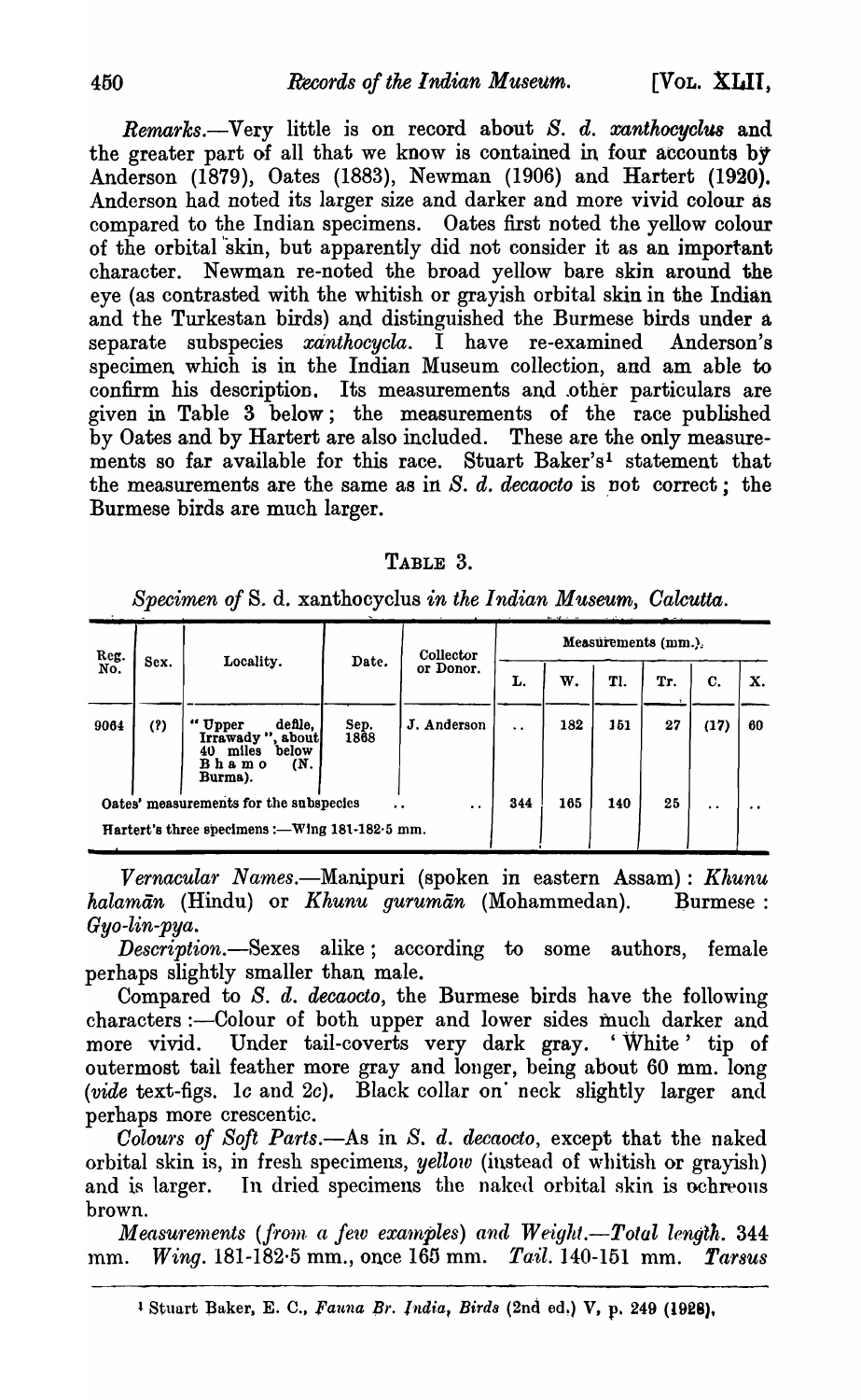*Remarks*.—Very little is on record about *S. d. xanthocyclus* and the greater part of all that we know is contained in four accounts by Anderson (1879), Oates (1883), Newman (1906) and Hartert (1920). Anderson had noted its larger size and darker and more vivid colour as compared to the Indian specimens. Oates first noted the yellow colour of the orbital skin, but apparently did not consider it as an important character. Newman re-noted the broad yellow bare skin around the eye (as contrasted with the whitish or grayish orbital skin in the Indian and the Turkestan birds) and distinguished the Burmese birds under a separate subspecies *xanthocycla*. I have re-examined Anderson's specimen which is in the Indian Museum collection, and am able to confirm his description. Its measurements and other particulars are given in Table 3 below; the measurements of the race published by Oates and by Hartert are also included. These are the only measurements so far available for this race. Stuart Baker's[1] statement that the measurements are the same as in *S. d. decaocto* is not correct; the Burmese birds are much larger.

TABLE 3.

*Specimen of* S. d. xanthocyclus *in the Indian Museum, Calcutta.*

| Reg. No. | Sex. | Locality. | Date. | Collector or Donor. | Measurements (mm.). | | | | | |
|---|---|---|---|---|---|---|---|---|---|---|
| | | | | | L. | W. | Tl. | Tr. | C. | X. |
| 9064 | (?) | "Upper defile, Irrawady", about 40 miles below Bhamo (N. Burma). | Sep. 1868 | J. Anderson | .. | 182 | 151 | 27 | (17) | 60 |
| Oates' measurements for the subspecies | | | .. | .. | 344 | 165 | 140 | 25 | .. | .. |
| Hartert's three specimens :—Wing 181-182·5 mm. | | | | | | | | | | |

*Vernacular Names*.—Manipuri (spoken in eastern Assam): *Khunu halamān* (Hindu) or *Khunu gurumān* (Mohammedan). Burmese: *Gyo-lin-pya*.

*Description*.—Sexes alike; according to some authors, female perhaps slightly smaller than male.

Compared to *S. d. decaocto*, the Burmese birds have the following characters:—Colour of both upper and lower sides much darker and more vivid. Under tail-coverts very dark gray. 'White' tip of outermost tail feather more gray and longer, being about 60 mm. long (*vide* text-figs. 1c and 2c). Black collar on neck slightly larger and perhaps more crescentic.

*Colours of Soft Parts*.—As in *S. d. decaocto*, except that the naked orbital skin is, in fresh specimens, *yellow* (instead of whitish or grayish) and is larger. In dried specimens the naked orbital skin is ochreous brown.

*Measurements (from a few examples) and Weight*.—*Total length*. 344 mm. *Wing*. 181-182·5 mm., once 165 mm. *Tail*. 140-151 mm. *Tarsus*

[1] Stuart Baker, E. C., *Fauna Br. India, Birds* (2nd ed.) V, p. 249 (1928).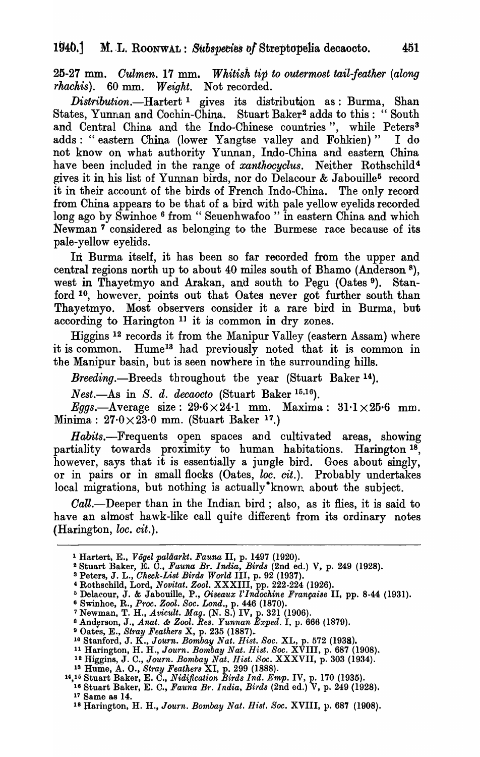25-27 mm. *Culmen.* 17 mm. *Whitish tip to outermost tail-feather (along rhachis).* 60 mm. *Weight.* Not recorded.

*Distribution.*—Hartert [1] gives its distribution as: Burma, Shan States, Yunnan and Cochin-China. Stuart Baker [2] adds to this: "South and Central China and the Indo-Chinese countries", while Peters [3] adds: "eastern China (lower Yangtse valley and Fohkien)" I do not know on what authority Yunnan, Indo-China and eastern China have been included in the range of *xanthocyclus*. Neither Rothschild [4] gives it in his list of Yunnan birds, nor do Delacour & Jabouille [5] record it in their account of the birds of French Indo-China. The only record from China appears to be that of a bird with pale yellow eyelids recorded long ago by Swinhoe [6] from "Seuenhwafoo" in eastern China and which Newman [7] considered as belonging to the Burmese race because of its pale-yellow eyelids.

In Burma itself, it has been so far recorded from the upper and central regions north up to about 40 miles south of Bhamo (Anderson [8]), west in Thayetmyo and Arakan, and south to Pegu (Oates [9]). Stanford [10], however, points out that Oates never got further south than Thayetmyo. Most observers consider it a rare bird in Burma, but according to Harington [11] it is common in dry zones.

Higgins [12] records it from the Manipur Valley (eastern Assam) where it is common. Hume [13] had previously noted that it is common in the Manipur basin, but is seen nowhere in the surrounding hills.

*Breeding.*—Breeds throughout the year (Stuart Baker [14]).

*Nest.*—As in *S. d. decaocto* (Stuart Baker [15,16]).

*Eggs.*—Average size: 29·6 × 24·1 mm. Maxima: 31·1 × 25·6 mm. Minima: 27·0 × 23·0 mm. (Stuart Baker [17].)

*Habits.*—Frequents open spaces and cultivated areas, showing partiality towards proximity to human habitations. Harington [18], however, says that it is essentially a jungle bird. Goes about singly, or in pairs or in small flocks (Oates, *loc. cit.*). Probably undertakes local migrations, but nothing is actually known about the subject.

*Call.*—Deeper than in the Indian bird; also, as it flies, it is said to have an almost hawk-like call quite different from its ordinary notes (Harington, *loc. cit.*).

---

[1] Hartert, E., *Vögel paläarkt. Fauna* II, p. 1497 (1920).
[2] Stuart Baker, E. C., *Fauna Br. India, Birds* (2nd ed.) V, p. 249 (1928).
[3] Peters, J. L., *Check-List Birds World* III, p. 92 (1937).
[4] Rothschild, Lord, *Novitat. Zool.* XXXIII, pp. 222-224 (1926).
[5] Delacour, J. & Jabouille, P., *Oiseaux l'Indochine Française* II, pp. 8-44 (1931).
[6] Swinhoe, R., *Proc. Zool. Soc. Lond.*, p. 446 (1870).
[7] Newman, T. H., *Avicult. Mag.* (N. S.) IV, p. 321 (1906).
[8] Anderson, J., *Anat. & Zool. Res. Yunnan Exped.* I, p. 666 (1879).
[9] Oates, E., *Stray Feathers* X, p. 235 (1887).
[10] Stanford, J. K., *Journ. Bombay Nat. Hist. Soc.* XL, p. 572 (1938).
[11] Harington, H. H., *Journ. Bombay Nat. Hist. Soc.* XVIII, p. 687 (1908).
[12] Higgins, J. C., *Journ. Bombay Nat. Hist. Soc.* XXXVII, p. 303 (1934).
[13] Hume, A. O., *Stray Feathers* XI, p. 299 (1888).
[14,15] Stuart Baker, E. C., *Nidification Birds Ind. Emp.* IV, p. 170 (1935).
[16] Stuart Baker, E. C., *Fauna Br. India, Birds* (2nd ed.) V, p. 249 (1928).
[17] Same as 14.
[18] Harington, H. H., *Journ. Bombay Nat. Hist. Soc.* XVIII, p. 687 (1908).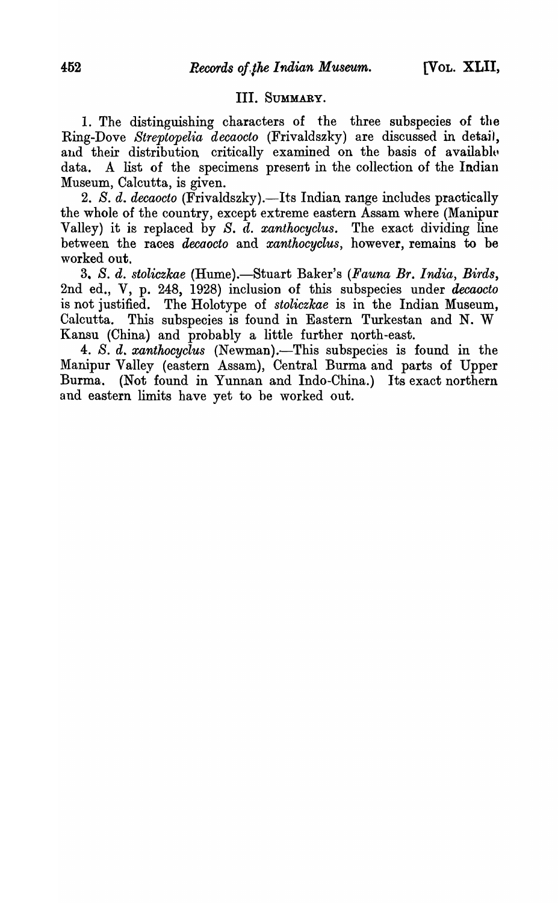## III. SUMMARY.

1. The distinguishing characters of the three subspecies of the Ring-Dove *Streptopelia decaocto* (Frivaldszky) are discussed in detail, and their distribution critically examined on the basis of available data. A list of the specimens present in the collection of the Indian Museum, Calcutta, is given.

2. *S. d. decaocto* (Frivaldszky).—Its Indian range includes practically the whole of the country, except extreme eastern Assam where (Manipur Valley) it is replaced by *S. d. xanthocyclus*. The exact dividing line between the races *decaocto* and *xanthocyclus*, however, remains to be worked out.

3. *S. d. stoliczkae* (Hume).—Stuart Baker's (*Fauna Br. India, Birds*, 2nd ed., V, p. 248, 1928) inclusion of this subspecies under *decaocto* is not justified. The Holotype of *stoliczkae* is in the Indian Museum, Calcutta. This subspecies is found in Eastern Turkestan and N. W Kansu (China) and probably a little further north-east.

4. *S. d. xanthocyclus* (Newman).—This subspecies is found in the Manipur Valley (eastern Assam), Central Burma and parts of Upper Burma. (Not found in Yunnan and Indo-China.) Its exact northern and eastern limits have yet to be worked out.